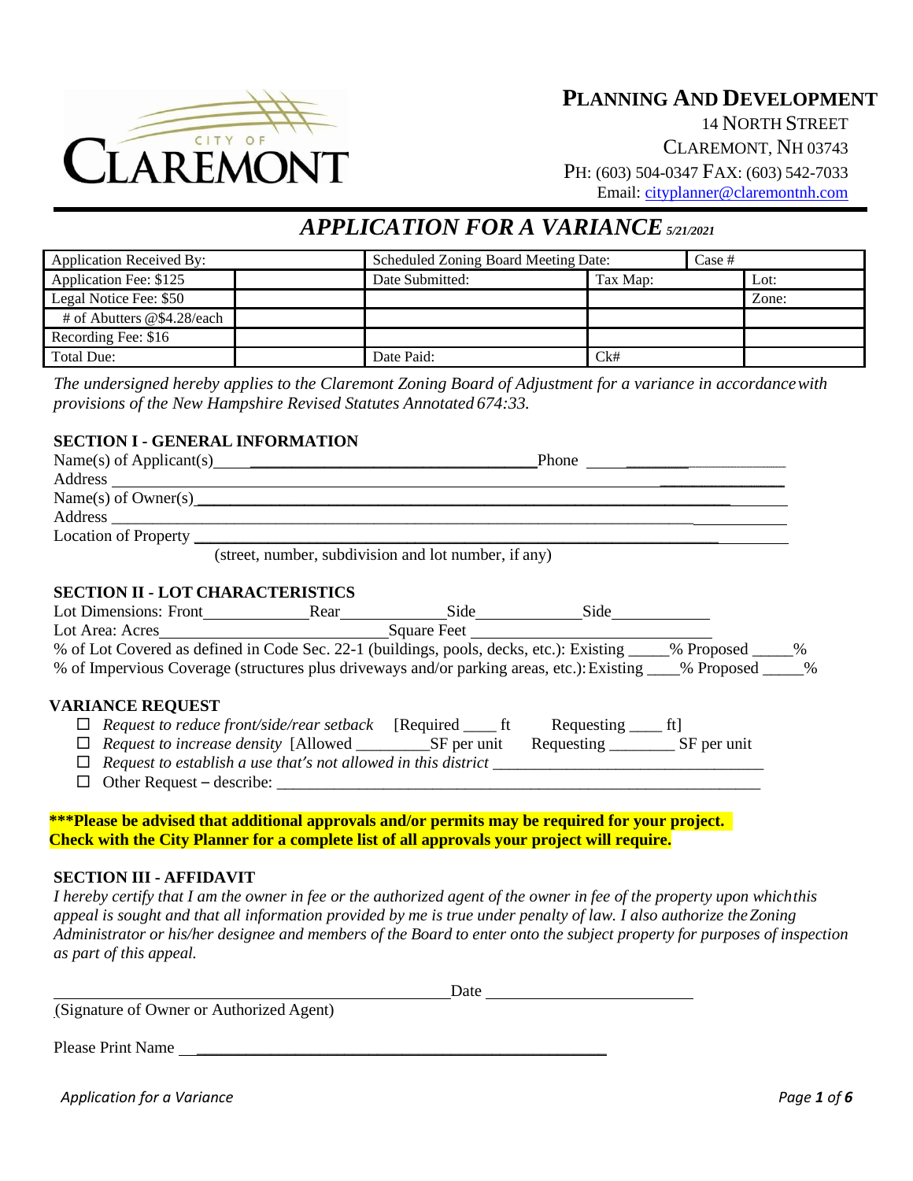CITY OF CLAREMONT

**PLANNING AND DEVELOPMENT**
14 NORTH STREET
CLAREMONT, NH 03743
PH: (603) 504-0347 FAX: (603) 542-7033
Email: cityplanner@claremontnh.com

# *APPLICATION FOR A VARIANCE* *5/21/2021*

| Application Received By: | | Scheduled Zoning Board Meeting Date: | | Case # | |
|---|---|---|---|---|---|
| Application Fee: $125 | | Date Submitted: | Tax Map: | | Lot: |
| Legal Notice Fee: $50 | | | | | Zone: |
| # of Abutters @$4.28/each | | | | | |
| Recording Fee: $16 | | | | | |
| Total Due: | | Date Paid: | Ck# | | |

*The undersigned hereby applies to the Claremont Zoning Board of Adjustment for a variance in accordance with provisions of the New Hampshire Revised Statutes Annotated 674:33.*

### SECTION I - GENERAL INFORMATION

Name(s) of Applicant(s) ______________________________ Phone ______________

Address ______________________________________________________________

Name(s) of Owner(s) __________________________________________________

Address ______________________________________________________________

Location of Property ___________________________________________________

(street, number, subdivision and lot number, if any)

### SECTION II - LOT CHARACTERISTICS

Lot Dimensions: Front ____________ Rear ____________ Side ____________ Side ____________

Lot Area: Acres ________________________ Square Feet ________________________

% of Lot Covered as defined in Code Sec. 22-1 (buildings, pools, decks, etc.): Existing _____% Proposed _____%

% of Impervious Coverage (structures plus driveways and/or parking areas, etc.): Existing ____% Proposed _____%

### VARIANCE REQUEST

- ☐ *Request to reduce front/side/rear setback* [Required ____ ft Requesting ____ ft]
- ☐ *Request to increase density* [Allowed _________SF per unit Requesting ________ SF per unit
- ☐ *Request to establish a use that's not allowed in this district* ________________________________
- ☐ Other Request – describe: ____________________________________________________________

**\*\*\*Please be advised that additional approvals and/or permits may be required for your project. Check with the City Planner for a complete list of all approvals your project will require.**

### SECTION III - AFFIDAVIT

*I hereby certify that I am the owner in fee or the authorized agent of the owner in fee of the property upon which this appeal is sought and that all information provided by me is true under penalty of law. I also authorize the Zoning Administrator or his/her designee and members of the Board to enter onto the subject property for purposes of inspection as part of this appeal.*

____________________________________________ Date ________________________

(Signature of Owner or Authorized Agent)

Please Print Name ____________________________________________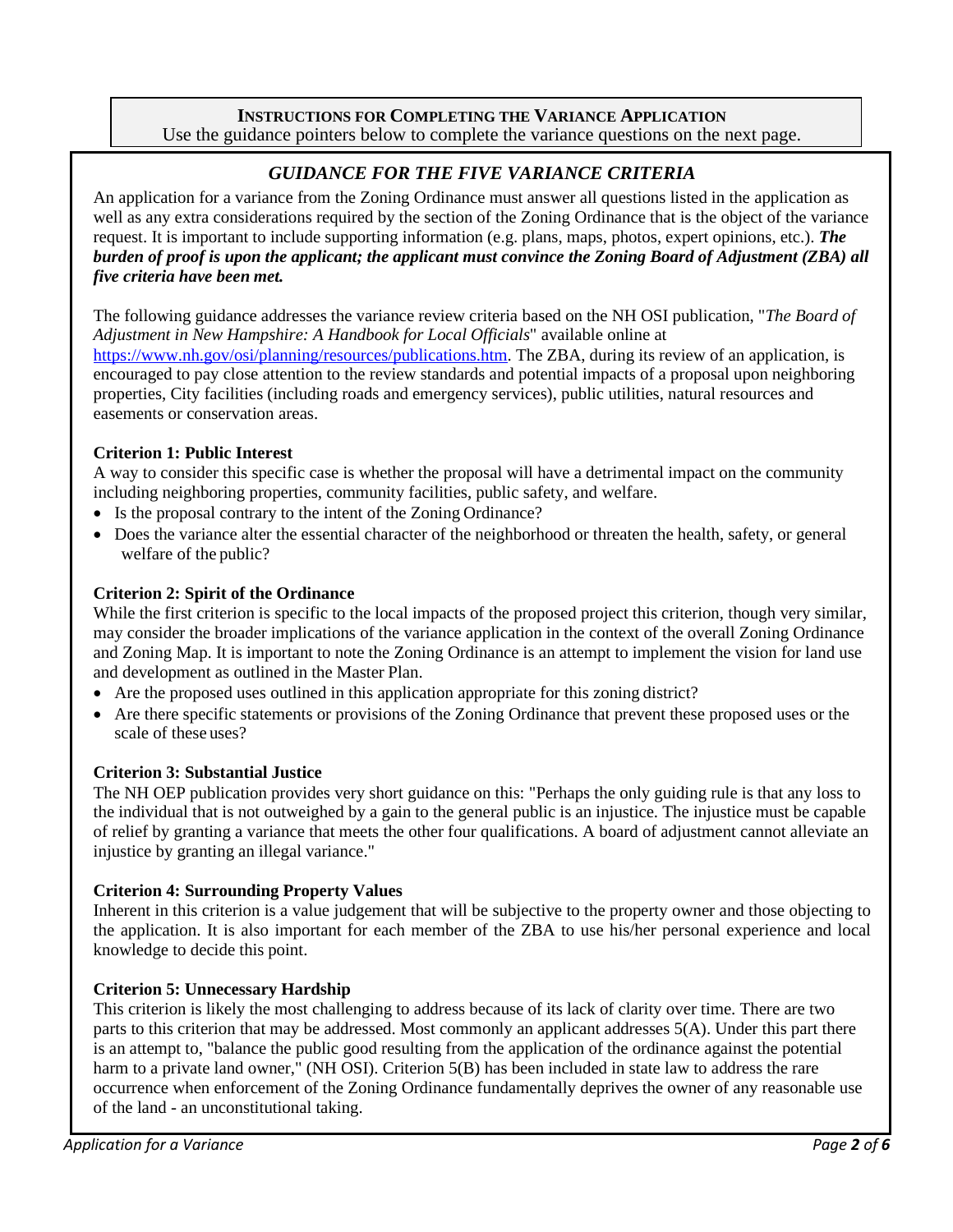## INSTRUCTIONS FOR COMPLETING THE VARIANCE APPLICATION

Use the guidance pointers below to complete the variance questions on the next page.

### *GUIDANCE FOR THE FIVE VARIANCE CRITERIA*

An application for a variance from the Zoning Ordinance must answer all questions listed in the application as well as any extra considerations required by the section of the Zoning Ordinance that is the object of the variance request. It is important to include supporting information (e.g. plans, maps, photos, expert opinions, etc.). ***The burden of proof is upon the applicant; the applicant must convince the Zoning Board of Adjustment (ZBA) all five criteria have been met.***

The following guidance addresses the variance review criteria based on the NH OSI publication, "*The Board of Adjustment in New Hampshire: A Handbook for Local Officials*" available online at https://www.nh.gov/osi/planning/resources/publications.htm. The ZBA, during its review of an application, is encouraged to pay close attention to the review standards and potential impacts of a proposal upon neighboring properties, City facilities (including roads and emergency services), public utilities, natural resources and easements or conservation areas.

**Criterion 1: Public Interest**

A way to consider this specific case is whether the proposal will have a detrimental impact on the community including neighboring properties, community facilities, public safety, and welfare.

- Is the proposal contrary to the intent of the Zoning Ordinance?
- Does the variance alter the essential character of the neighborhood or threaten the health, safety, or general welfare of the public?

**Criterion 2: Spirit of the Ordinance**

While the first criterion is specific to the local impacts of the proposed project this criterion, though very similar, may consider the broader implications of the variance application in the context of the overall Zoning Ordinance and Zoning Map. It is important to note the Zoning Ordinance is an attempt to implement the vision for land use and development as outlined in the Master Plan.

- Are the proposed uses outlined in this application appropriate for this zoning district?
- Are there specific statements or provisions of the Zoning Ordinance that prevent these proposed uses or the scale of these uses?

**Criterion 3: Substantial Justice**

The NH OEP publication provides very short guidance on this: "Perhaps the only guiding rule is that any loss to the individual that is not outweighed by a gain to the general public is an injustice. The injustice must be capable of relief by granting a variance that meets the other four qualifications. A board of adjustment cannot alleviate an injustice by granting an illegal variance."

**Criterion 4: Surrounding Property Values**

Inherent in this criterion is a value judgement that will be subjective to the property owner and those objecting to the application. It is also important for each member of the ZBA to use his/her personal experience and local knowledge to decide this point.

**Criterion 5: Unnecessary Hardship**

This criterion is likely the most challenging to address because of its lack of clarity over time. There are two parts to this criterion that may be addressed. Most commonly an applicant addresses 5(A). Under this part there is an attempt to, "balance the public good resulting from the application of the ordinance against the potential harm to a private land owner," (NH OSI). Criterion 5(B) has been included in state law to address the rare occurrence when enforcement of the Zoning Ordinance fundamentally deprives the owner of any reasonable use of the land - an unconstitutional taking.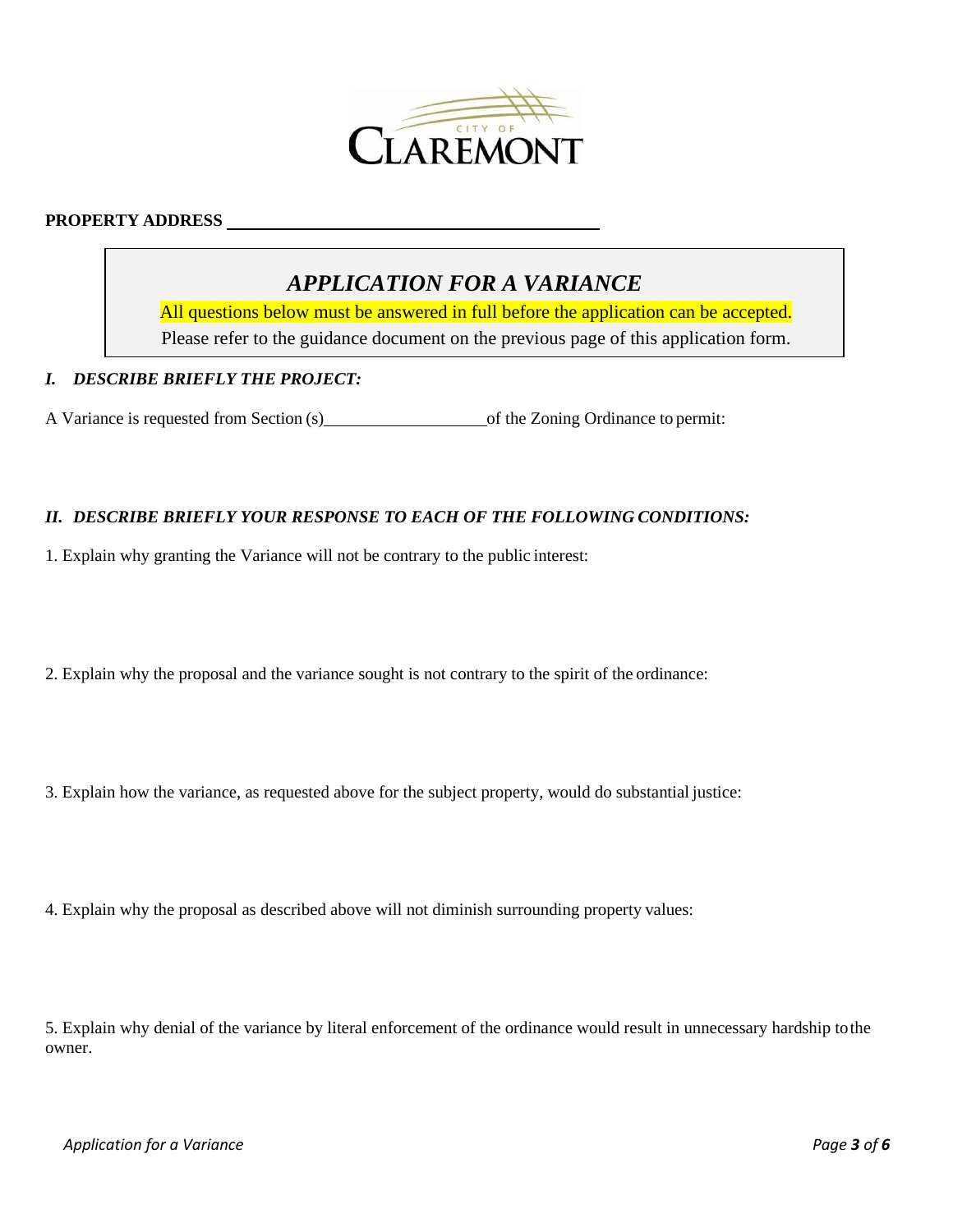CITY OF CLAREMONT

**PROPERTY ADDRESS** ________________________________________

## *APPLICATION FOR A VARIANCE*

All questions below must be answered in full before the application can be accepted.

Please refer to the guidance document on the previous page of this application form.

### *I. DESCRIBE BRIEFLY THE PROJECT:*

A Variance is requested from Section (s)__________________of the Zoning Ordinance to permit:

### *II. DESCRIBE BRIEFLY YOUR RESPONSE TO EACH OF THE FOLLOWING CONDITIONS:*

1. Explain why granting the Variance will not be contrary to the public interest:

2. Explain why the proposal and the variance sought is not contrary to the spirit of the ordinance:

3. Explain how the variance, as requested above for the subject property, would do substantial justice:

4. Explain why the proposal as described above will not diminish surrounding property values:

5. Explain why denial of the variance by literal enforcement of the ordinance would result in unnecessary hardship to the owner.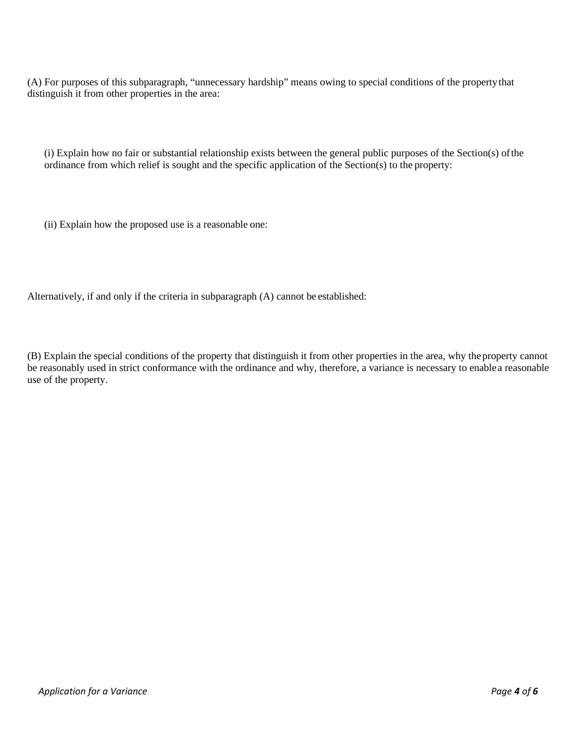(A) For purposes of this subparagraph, "unnecessary hardship" means owing to special conditions of the property that distinguish it from other properties in the area:

(i) Explain how no fair or substantial relationship exists between the general public purposes of the Section(s) of the ordinance from which relief is sought and the specific application of the Section(s) to the property:

(ii) Explain how the proposed use is a reasonable one:

Alternatively, if and only if the criteria in subparagraph (A) cannot be established:

(B) Explain the special conditions of the property that distinguish it from other properties in the area, why the property cannot be reasonably used in strict conformance with the ordinance and why, therefore, a variance is necessary to enable a reasonable use of the property.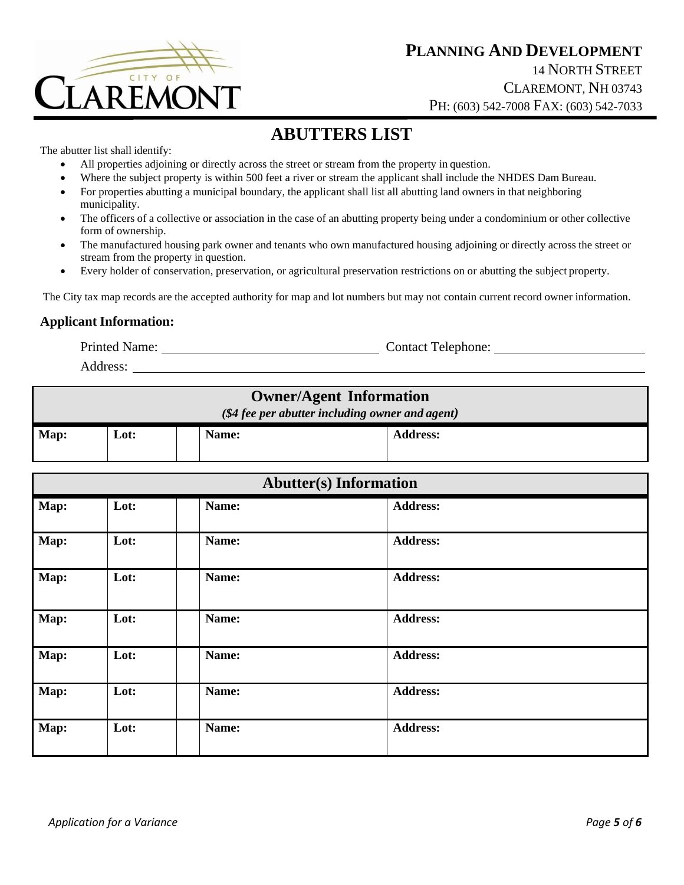**PLANNING AND DEVELOPMENT**
14 NORTH STREET
CLAREMONT, NH 03743
PH: (603) 542-7008 FAX: (603) 542-7033

# ABUTTERS LIST

The abutter list shall identify:

- All properties adjoining or directly across the street or stream from the property in question.
- Where the subject property is within 500 feet a river or stream the applicant shall include the NHDES Dam Bureau.
- For properties abutting a municipal boundary, the applicant shall list all abutting land owners in that neighboring municipality.
- The officers of a collective or association in the case of an abutting property being under a condominium or other collective form of ownership.
- The manufactured housing park owner and tenants who own manufactured housing adjoining or directly across the street or stream from the property in question.
- Every holder of conservation, preservation, or agricultural preservation restrictions on or abutting the subject property.

The City tax map records are the accepted authority for map and lot numbers but may not contain current record owner information.

### Applicant Information:

Printed Name: ______________________________ Contact Telephone: ____________________

Address: ____________________________________________________________________

| **Owner/Agent Information** *($4 fee per abutter including owner and agent)* | | | | |
|---|---|---|---|---|
| **Map:** | **Lot:** | | **Name:** | **Address:** |

| **Abutter(s) Information** | | | | |
|---|---|---|---|---|
| **Map:** | **Lot:** | | **Name:** | **Address:** |
| **Map:** | **Lot:** | | **Name:** | **Address:** |
| **Map:** | **Lot:** | | **Name:** | **Address:** |
| **Map:** | **Lot:** | | **Name:** | **Address:** |
| **Map:** | **Lot:** | | **Name:** | **Address:** |
| **Map:** | **Lot:** | | **Name:** | **Address:** |
| **Map:** | **Lot:** | | **Name:** | **Address:** |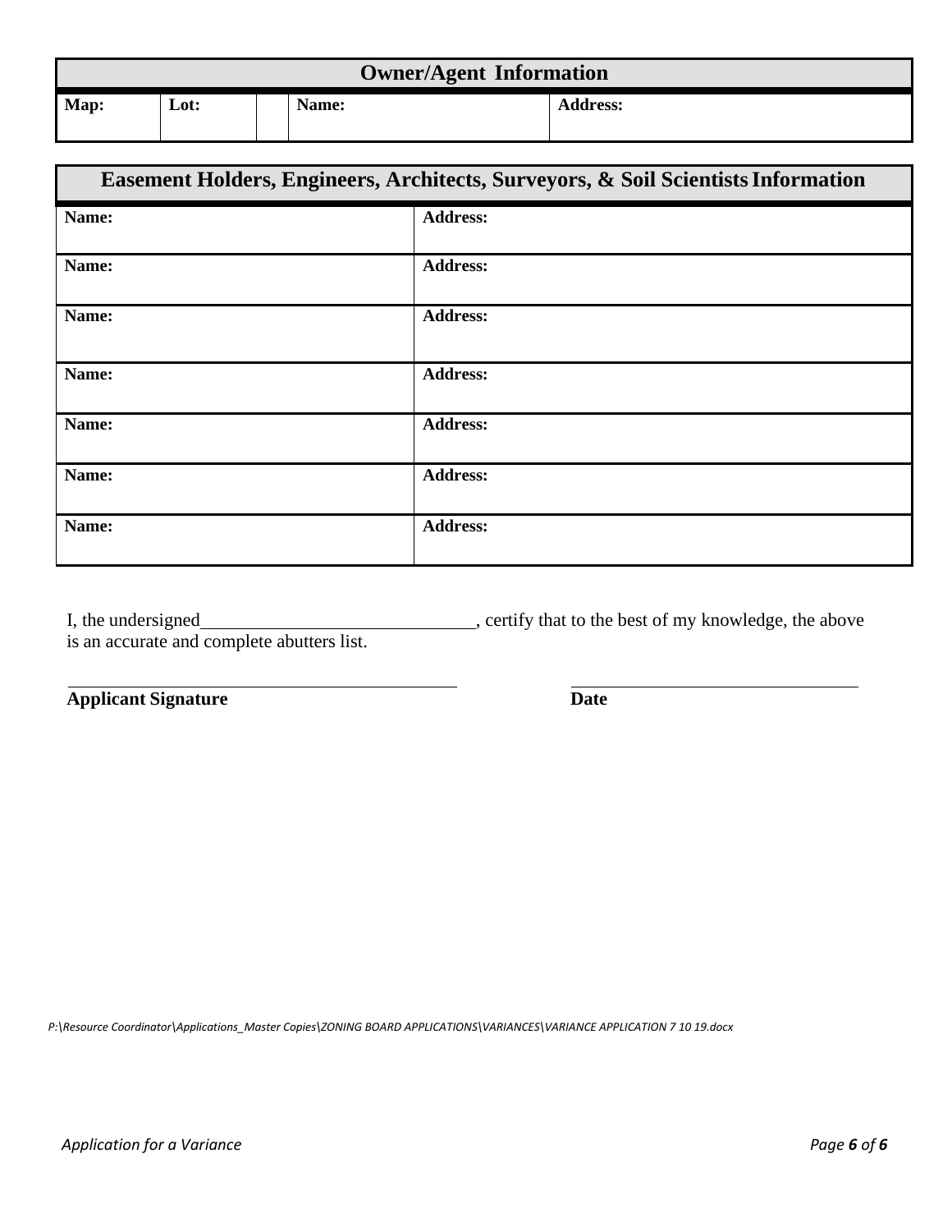| Owner/Agent Information | | | | |
|---|---|---|---|---|
| **Map:** | **Lot:** | | **Name:** | **Address:** |

| Easement Holders, Engineers, Architects, Surveyors, & Soil Scientists Information | |
|---|---|
| **Name:** | **Address:** |
| **Name:** | **Address:** |
| **Name:** | **Address:** |
| **Name:** | **Address:** |
| **Name:** | **Address:** |
| **Name:** | **Address:** |
| **Name:** | **Address:** |

I, the undersigned______________________________, certify that to the best of my knowledge, the above is an accurate and complete abutters list.

_____________________________________________ ________________________________

**Applicant Signature** **Date**

*P:\Resource Coordinator\Applications_Master Copies\ZONING BOARD APPLICATIONS\VARIANCES\VARIANCE APPLICATION 7 10 19.docx*